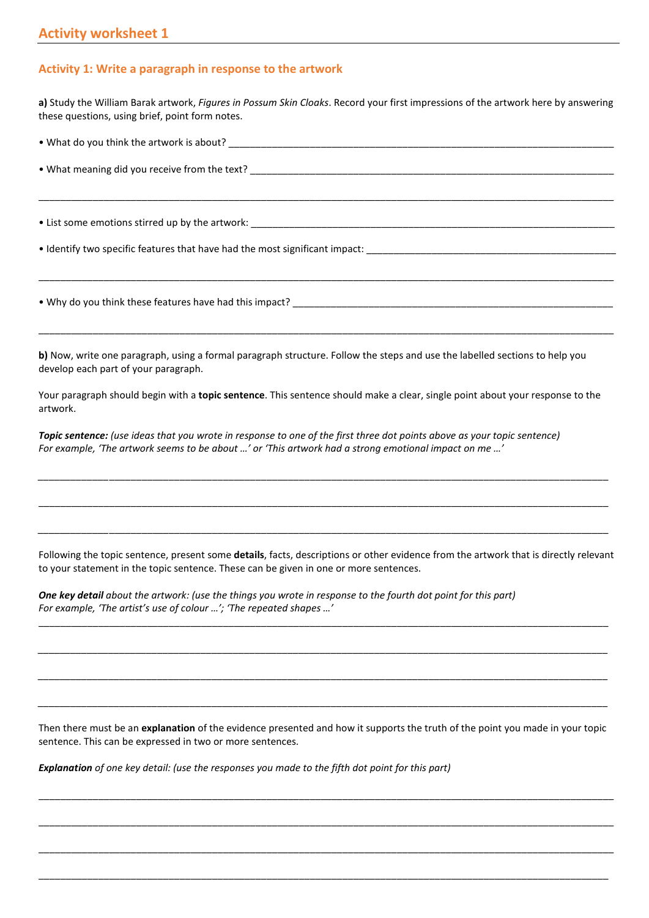# Activity worksheet 1

## Activity 1: Write a paragraph in response to the artwork

**a)** Study the William Barak artwork, *Figures in Possum Skin Cloaks*. Record your first impressions of the artwork here by answering these questions, using brief, point form notes.

- What do you think the artwork is about? ___________________________________________________________________________
- What meaning did you receive from the text? ______________________________________________________________________

_____________________________________________________________________________________________________________

- List some emotions stirred up by the artwork: ______________________________________________________________________
- Identify two specific features that have had the most significant impact: ________________________________________________

_____________________________________________________________________________________________________________

- Why do you think these features have had this impact? _______________________________________________________________

_____________________________________________________________________________________________________________

**b)** Now, write one paragraph, using a formal paragraph structure. Follow the steps and use the labelled sections to help you develop each part of your paragraph.

Your paragraph should begin with a **topic sentence**. This sentence should make a clear, single point about your response to the artwork.

***Topic sentence:*** *(use ideas that you wrote in response to one of the first three dot points above as your topic sentence)*
*For example, 'The artwork seems to be about …' or 'This artwork had a strong emotional impact on me …'*

_____________________________________________________________________________________________________________

_____________________________________________________________________________________________________________

_____________________________________________________________________________________________________________

Following the topic sentence, present some **details**, facts, descriptions or other evidence from the artwork that is directly relevant to your statement in the topic sentence. These can be given in one or more sentences.

***One key detail*** *about the artwork: (use the things you wrote in response to the fourth dot point for this part)*
*For example, 'The artist's use of colour …'; 'The repeated shapes …'*

_____________________________________________________________________________________________________________

_____________________________________________________________________________________________________________

_____________________________________________________________________________________________________________

_____________________________________________________________________________________________________________

Then there must be an **explanation** of the evidence presented and how it supports the truth of the point you made in your topic sentence. This can be expressed in two or more sentences.

***Explanation*** *of one key detail: (use the responses you made to the fifth dot point for this part)*

_____________________________________________________________________________________________________________

_____________________________________________________________________________________________________________

_____________________________________________________________________________________________________________

_____________________________________________________________________________________________________________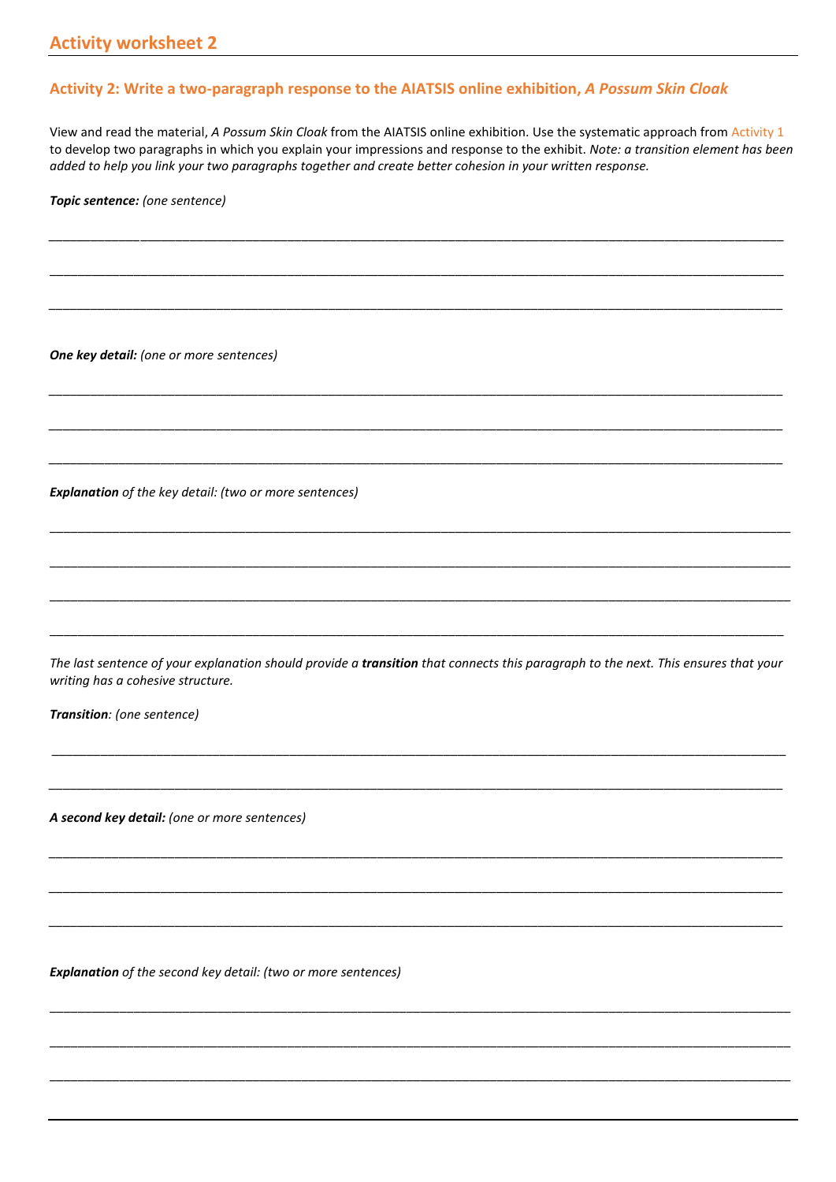## Activity worksheet 2

### Activity 2: Write a two-paragraph response to the AIATSIS online exhibition, *A Possum Skin Cloak*

View and read the material, *A Possum Skin Cloak* from the AIATSIS online exhibition. Use the systematic approach from Activity 1 to develop two paragraphs in which you explain your impressions and response to the exhibit. *Note: a transition element has been added to help you link your two paragraphs together and create better cohesion in your written response.*

***Topic sentence:*** *(one sentence)*

______________________________________________________________________________________________

______________________________________________________________________________________________

______________________________________________________________________________________________

***One key detail:*** *(one or more sentences)*

______________________________________________________________________________________________

______________________________________________________________________________________________

______________________________________________________________________________________________

***Explanation*** *of the key detail: (two or more sentences)*

______________________________________________________________________________________________

______________________________________________________________________________________________

______________________________________________________________________________________________

______________________________________________________________________________________________

*The last sentence of your explanation should provide a* ***transition*** *that connects this paragraph to the next. This ensures that your writing has a cohesive structure.*

***Transition****: (one sentence)*

______________________________________________________________________________________________

______________________________________________________________________________________________

***A second key detail:*** *(one or more sentences)*

______________________________________________________________________________________________

______________________________________________________________________________________________

______________________________________________________________________________________________

***Explanation*** *of the second key detail: (two or more sentences)*

______________________________________________________________________________________________

______________________________________________________________________________________________

______________________________________________________________________________________________